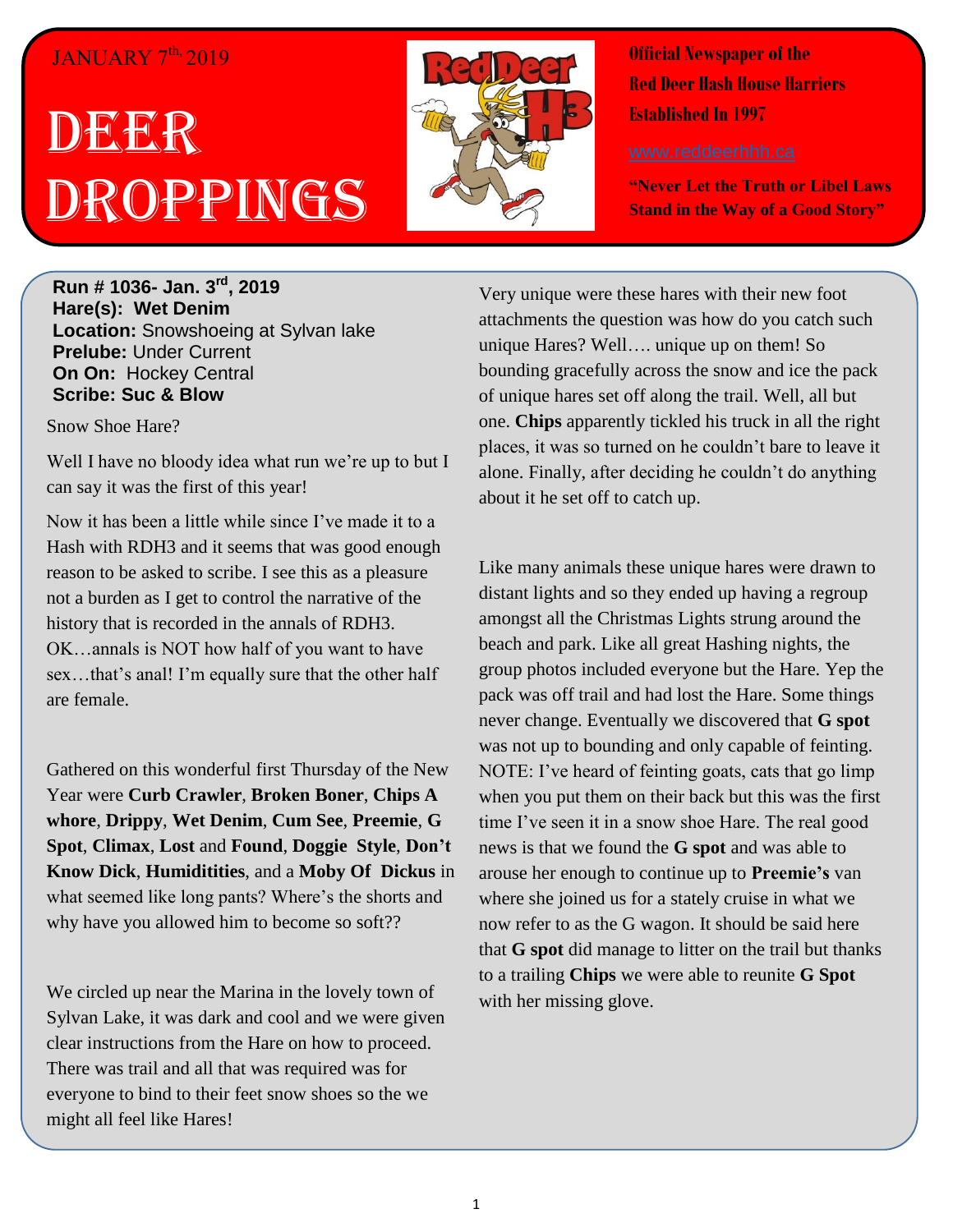JANUARY 7th, 2019

# DEER DROPPINGS

Official Newspaper of the Red Deer Hash House Harriers Established In 1997

www.reddeerhhh.ca

**"Never Let the Truth or Libel Laws Stand in the Way of a Good Story"**

**Run # 1036- Jan. 3rd, 2019**
**Hare(s): Wet Denim**
**Location:** Snowshoeing at Sylvan lake
**Prelude:** Under Current
**On On:** Hockey Central
**Scribe: Suc & Blow**

Snow Shoe Hare?

Well I have no bloody idea what run we're up to but I can say it was the first of this year!

Now it has been a little while since I've made it to a Hash with RDH3 and it seems that was good enough reason to be asked to scribe. I see this as a pleasure not a burden as I get to control the narrative of the history that is recorded in the annals of RDH3. OK…annals is NOT how half of you want to have sex…that's anal! I'm equally sure that the other half are female.

Gathered on this wonderful first Thursday of the New Year were **Curb Crawler**, **Broken Boner**, **Chips A whore**, **Drippy**, **Wet Denim**, **Cum See**, **Preemie**, **G Spot**, **Climax**, **Lost** and **Found**, **Doggie Style**, **Don't Know Dick**, **Humiditities**, and a **Moby Of Dickus** in what seemed like long pants? Where's the shorts and why have you allowed him to become so soft??

We circled up near the Marina in the lovely town of Sylvan Lake, it was dark and cool and we were given clear instructions from the Hare on how to proceed. There was trail and all that was required was for everyone to bind to their feet snow shoes so the we might all feel like Hares!

Very unique were these hares with their new foot attachments the question was how do you catch such unique Hares? Well…. unique up on them! So bounding gracefully across the snow and ice the pack of unique hares set off along the trail. Well, all but one. **Chips** apparently tickled his truck in all the right places, it was so turned on he couldn't bare to leave it alone. Finally, after deciding he couldn't do anything about it he set off to catch up.

Like many animals these unique hares were drawn to distant lights and so they ended up having a regroup amongst all the Christmas Lights strung around the beach and park. Like all great Hashing nights, the group photos included everyone but the Hare. Yep the pack was off trail and had lost the Hare. Some things never change. Eventually we discovered that **G spot** was not up to bounding and only capable of feinting. NOTE: I've heard of feinting goats, cats that go limp when you put them on their back but this was the first time I've seen it in a snow shoe Hare. The real good news is that we found the **G spot** and was able to arouse her enough to continue up to **Preemie's** van where she joined us for a stately cruise in what we now refer to as the G wagon. It should be said here that **G spot** did manage to litter on the trail but thanks to a trailing **Chips** we were able to reunite **G Spot** with her missing glove.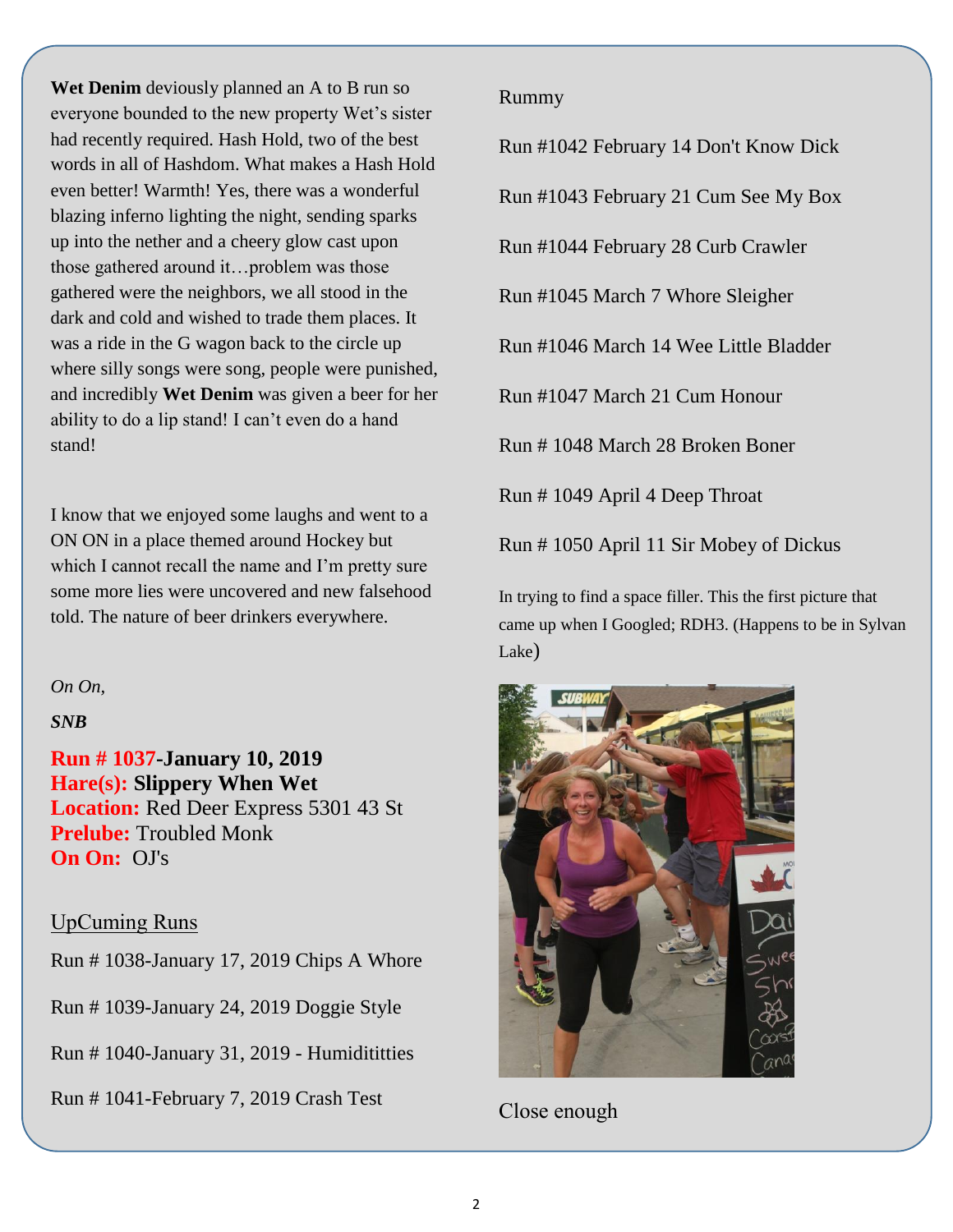**Wet Denim** deviously planned an A to B run so everyone bounded to the new property Wet's sister had recently required. Hash Hold, two of the best words in all of Hashdom. What makes a Hash Hold even better! Warmth! Yes, there was a wonderful blazing inferno lighting the night, sending sparks up into the nether and a cheery glow cast upon those gathered around it…problem was those gathered were the neighbors, we all stood in the dark and cold and wished to trade them places. It was a ride in the G wagon back to the circle up where silly songs were song, people were punished, and incredibly **Wet Denim** was given a beer for her ability to do a lip stand! I can't even do a hand stand!

I know that we enjoyed some laughs and went to a ON ON in a place themed around Hockey but which I cannot recall the name and I'm pretty sure some more lies were uncovered and new falsehood told. The nature of beer drinkers everywhere.

*On On,*

***SNB***

**Run # 1037-January 10, 2019**
**Hare(s): Slippery When Wet**
**Location:** Red Deer Express 5301 43 St
**Prelube:** Troubled Monk
**On On:** OJ's

UpCuming Runs

Run # 1038-January 17, 2019 Chips A Whore

Run # 1039-January 24, 2019 Doggie Style

Run # 1040-January 31, 2019 - Humidititties

Run # 1041-February 7, 2019 Crash Test Rummy

Run #1042 February 14 Don't Know Dick

Run #1043 February 21 Cum See My Box

Run #1044 February 28 Curb Crawler

Run #1045 March 7 Whore Sleigher

Run #1046 March 14 Wee Little Bladder

Run #1047 March 21 Cum Honour

Run # 1048 March 28 Broken Boner

Run # 1049 April 4 Deep Throat

Run # 1050 April 11 Sir Mobey of Dickus

In trying to find a space filler. This the first picture that came up when I Googled; RDH3. (Happens to be in Sylvan Lake)

Close enough